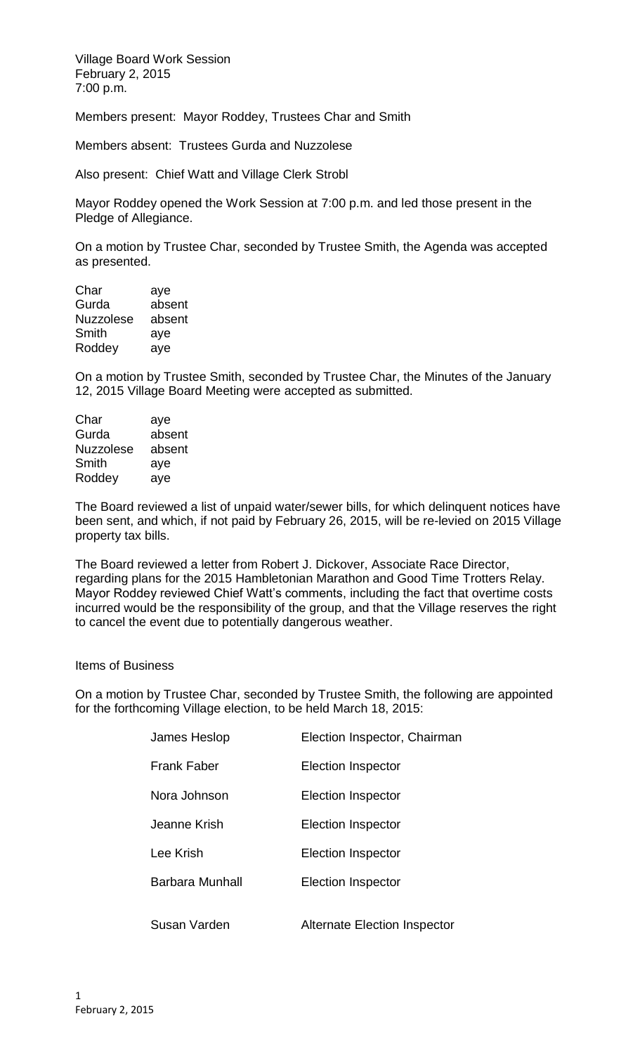Village Board Work Session
February 2, 2015
7:00 p.m.

Members present: Mayor Roddey, Trustees Char and Smith

Members absent: Trustees Gurda and Nuzzolese

Also present: Chief Watt and Village Clerk Strobl

Mayor Roddey opened the Work Session at 7:00 p.m. and led those present in the Pledge of Allegiance.

On a motion by Trustee Char, seconded by Trustee Smith, the Agenda was accepted as presented.

| | |
|---|---|
| Char | aye |
| Gurda | absent |
| Nuzzolese | absent |
| Smith | aye |
| Roddey | aye |

On a motion by Trustee Smith, seconded by Trustee Char, the Minutes of the January 12, 2015 Village Board Meeting were accepted as submitted.

| | |
|---|---|
| Char | aye |
| Gurda | absent |
| Nuzzolese | absent |
| Smith | aye |
| Roddey | aye |

The Board reviewed a list of unpaid water/sewer bills, for which delinquent notices have been sent, and which, if not paid by February 26, 2015, will be re-levied on 2015 Village property tax bills.

The Board reviewed a letter from Robert J. Dickover, Associate Race Director, regarding plans for the 2015 Hambletonian Marathon and Good Time Trotters Relay. Mayor Roddey reviewed Chief Watt's comments, including the fact that overtime costs incurred would be the responsibility of the group, and that the Village reserves the right to cancel the event due to potentially dangerous weather.

Items of Business

On a motion by Trustee Char, seconded by Trustee Smith, the following are appointed for the forthcoming Village election, to be held March 18, 2015:

| | |
|---|---|
| James Heslop | Election Inspector, Chairman |
| Frank Faber | Election Inspector |
| Nora Johnson | Election Inspector |
| Jeanne Krish | Election Inspector |
| Lee Krish | Election Inspector |
| Barbara Munhall | Election Inspector |
| Susan Varden | Alternate Election Inspector |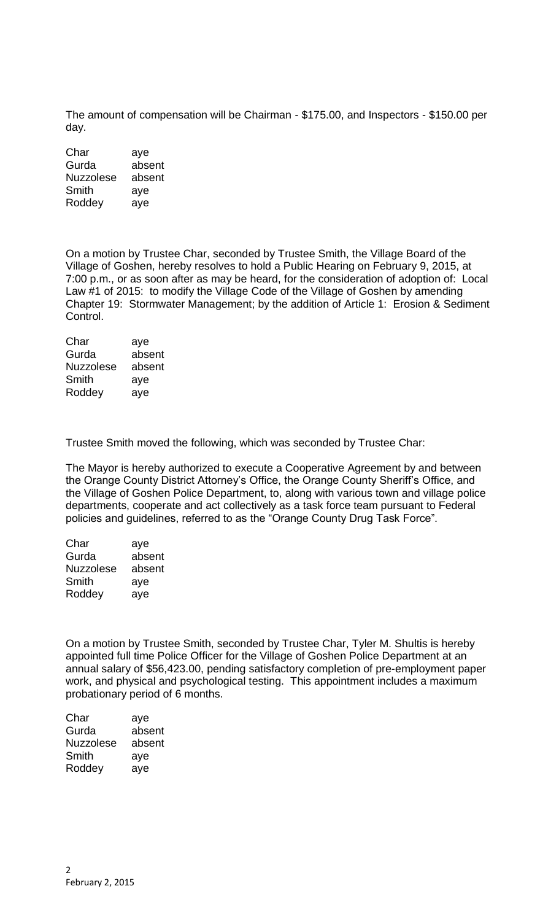The amount of compensation will be Chairman - $175.00, and Inspectors - $150.00 per day.

| | |
|---|---|
| Char | aye |
| Gurda | absent |
| Nuzzolese | absent |
| Smith | aye |
| Roddey | aye |

On a motion by Trustee Char, seconded by Trustee Smith, the Village Board of the Village of Goshen, hereby resolves to hold a Public Hearing on February 9, 2015, at 7:00 p.m., or as soon after as may be heard, for the consideration of adoption of: Local Law #1 of 2015: to modify the Village Code of the Village of Goshen by amending Chapter 19: Stormwater Management; by the addition of Article 1: Erosion & Sediment Control.

| | |
|---|---|
| Char | aye |
| Gurda | absent |
| Nuzzolese | absent |
| Smith | aye |
| Roddey | aye |

Trustee Smith moved the following, which was seconded by Trustee Char:

The Mayor is hereby authorized to execute a Cooperative Agreement by and between the Orange County District Attorney's Office, the Orange County Sheriff's Office, and the Village of Goshen Police Department, to, along with various town and village police departments, cooperate and act collectively as a task force team pursuant to Federal policies and guidelines, referred to as the "Orange County Drug Task Force".

| | |
|---|---|
| Char | aye |
| Gurda | absent |
| Nuzzolese | absent |
| Smith | aye |
| Roddey | aye |

On a motion by Trustee Smith, seconded by Trustee Char, Tyler M. Shultis is hereby appointed full time Police Officer for the Village of Goshen Police Department at an annual salary of $56,423.00, pending satisfactory completion of pre-employment paper work, and physical and psychological testing. This appointment includes a maximum probationary period of 6 months.

| | |
|---|---|
| Char | aye |
| Gurda | absent |
| Nuzzolese | absent |
| Smith | aye |
| Roddey | aye |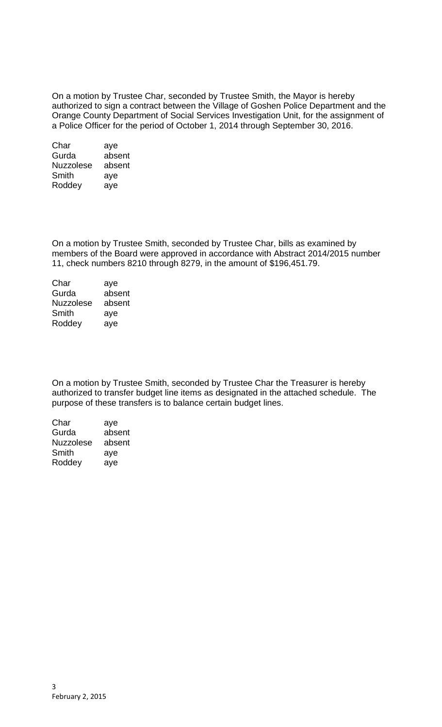On a motion by Trustee Char, seconded by Trustee Smith, the Mayor is hereby authorized to sign a contract between the Village of Goshen Police Department and the Orange County Department of Social Services Investigation Unit, for the assignment of a Police Officer for the period of October 1, 2014 through September 30, 2016.

| | |
|---|---|
| Char | aye |
| Gurda | absent |
| Nuzzolese | absent |
| Smith | aye |
| Roddey | aye |

On a motion by Trustee Smith, seconded by Trustee Char, bills as examined by members of the Board were approved in accordance with Abstract 2014/2015 number 11, check numbers 8210 through 8279, in the amount of $196,451.79.

| | |
|---|---|
| Char | aye |
| Gurda | absent |
| Nuzzolese | absent |
| Smith | aye |
| Roddey | aye |

On a motion by Trustee Smith, seconded by Trustee Char the Treasurer is hereby authorized to transfer budget line items as designated in the attached schedule. The purpose of these transfers is to balance certain budget lines.

| | |
|---|---|
| Char | aye |
| Gurda | absent |
| Nuzzolese | absent |
| Smith | aye |
| Roddey | aye |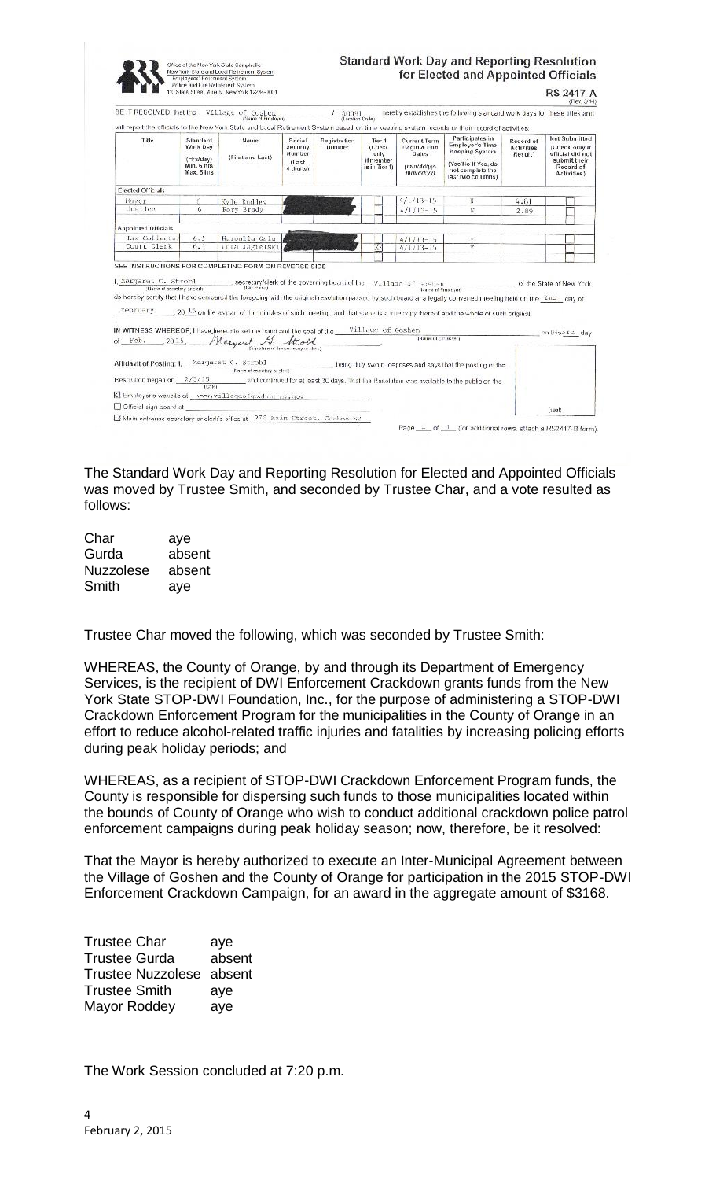Office of the New York State Comptroller
New York State and Local Retirement System
Employees' Retirement System
Police and Fire Retirement System
110 State Street, Albany, New York 12244-0001

## Standard Work Day and Reporting Resolution for Elected and Appointed Officials

RS 2417-A (Rev. 3/14)

BE IT RESOLVED, that the Village of Goshen (Name of Employer) / 40091 (Location Code) hereby establishes the following standard work days for these titles and will report the officials to the New York State and Local Retirement System based on time keeping system records or their record of activities:

| Title | Standard Work Day (Hrs/day) Min. 6 hrs Max. 8 hrs | Name (First and Last) | Social Security Number (Last 4 digits) | Registration Number | Tier 1 (Check only if member is in Tier 1) | Current Term Begin & End Dates (mm/dd/yy-mm/dd/yy) | Participates in Employer's Time Keeping System (Yes/No-If Yes, do not complete the last two columns) | Record of Activities Result* | Not Submitted (Check only if official did not submit their Record of Activities) |
|---|---|---|---|---|---|---|---|---|---|
| **Elected Officials** | | | | | | | | | |
| Mayor | 6 | Kyle Roddey | | | | 4/1/13-15 | N | 4.81 | |
| Justice | 6 | Rory Brady | | | | 4/1/13-15 | N | 2.89 | |
| **Appointed Officials** | | | | | | | | | |
| Tax Collector | 6.5 | Haroulla Gale | | | | 4/1/13-15 | Y | | |
| Court Clerk | 6.5 | Lera Jagielski | | | X | 4/1/13-15 | Y | | |

SEE INSTRUCTIONS FOR COMPLETING FORM ON REVERSE SIDE

I, Margaret G. Strobl (Name of secretary or clerk), secretary/clerk of the governing board of the Village of Goshen (Name of Employer), of the State of New York, do hereby certify that I have compared the foregoing with the original resolution passed by such board at a legally convened meeting held on the 2nd day of February 20 15 on file as part of the minutes of such meeting, and that same is a true copy thereof and the whole of such original.

IN WITNESS WHEREOF, I have hereunto set my hand and the seal of the Village of Goshen (Name of Employer) on this 3rd day of Feb. 2015. Margaret G. Strobl (Signature of secretary or clerk)

Affidavit of Posting: I, Margaret G. Strobl (Name of secretary or clerk), being duly sworn, deposes and says that the posting of the Resolution began on 2/3/15 (Date) and continued for at least 30 days. That the Resolution was available to the public on the:

- [x] Employer's website at www.villageofgoshen-ny.gov
- [ ] Official sign board at
- [x] Main entrance secretary or clerk's office at 276 Main Street, Goshen NY

(Seal)

Page 1 of 1 (for additional rows, attach a RS2417-B form)

The Standard Work Day and Reporting Resolution for Elected and Appointed Officials was moved by Trustee Smith, and seconded by Trustee Char, and a vote resulted as follows:

| | |
|---|---|
| Char | aye |
| Gurda | absent |
| Nuzzolese | absent |
| Smith | aye |

Trustee Char moved the following, which was seconded by Trustee Smith:

WHEREAS, the County of Orange, by and through its Department of Emergency Services, is the recipient of DWI Enforcement Crackdown grants funds from the New York State STOP-DWI Foundation, Inc., for the purpose of administering a STOP-DWI Crackdown Enforcement Program for the municipalities in the County of Orange in an effort to reduce alcohol-related traffic injuries and fatalities by increasing policing efforts during peak holiday periods; and

WHEREAS, as a recipient of STOP-DWI Crackdown Enforcement Program funds, the County is responsible for dispersing such funds to those municipalities located within the bounds of County of Orange who wish to conduct additional crackdown police patrol enforcement campaigns during peak holiday season; now, therefore, be it resolved:

That the Mayor is hereby authorized to execute an Inter-Municipal Agreement between the Village of Goshen and the County of Orange for participation in the 2015 STOP-DWI Enforcement Crackdown Campaign, for an award in the aggregate amount of $3168.

| | |
|---|---|
| Trustee Char | aye |
| Trustee Gurda | absent |
| Trustee Nuzzolese | absent |
| Trustee Smith | aye |
| Mayor Roddey | aye |

The Work Session concluded at 7:20 p.m.